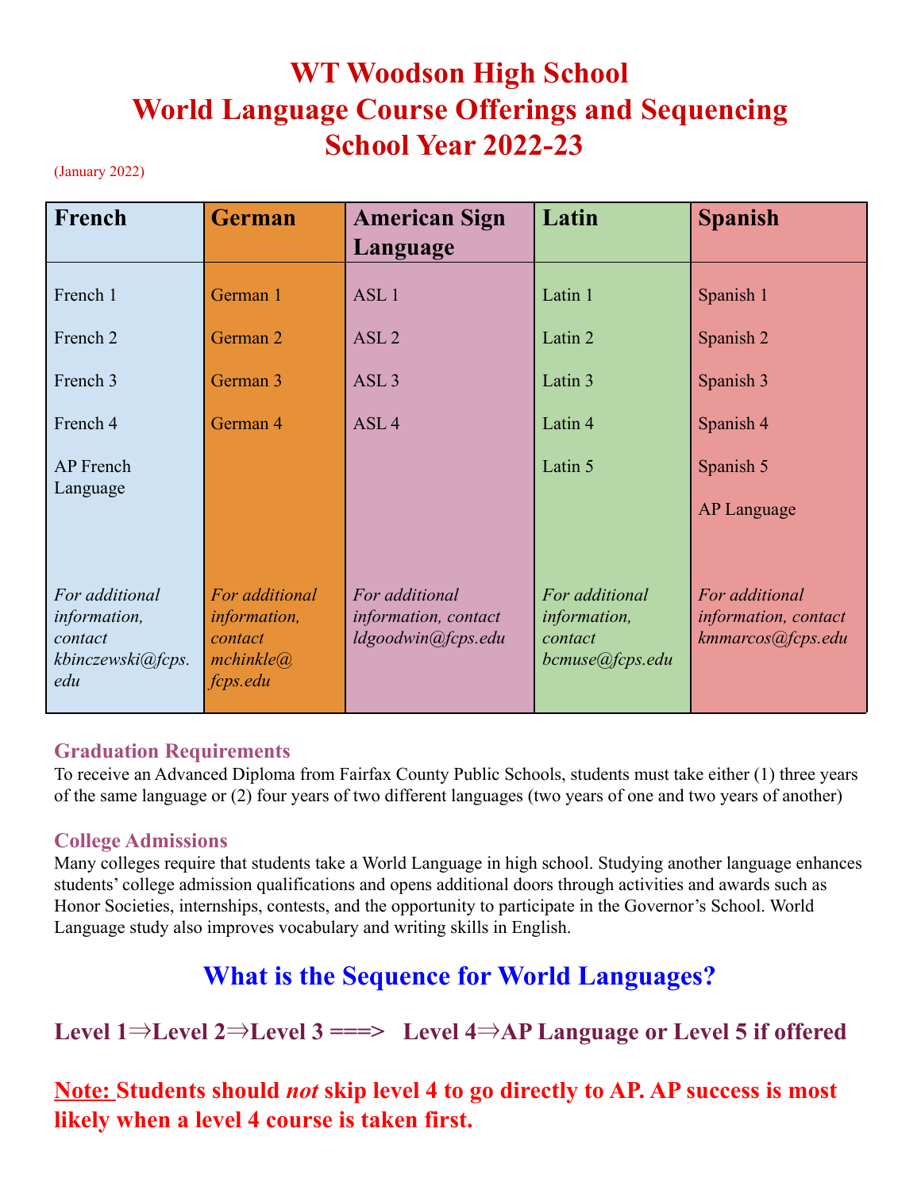# WT Woodson High School
# World Language Course Offerings and Sequencing
# School Year 2022-23

(January 2022)

| French | German | American Sign Language | Latin | Spanish |
|---|---|---|---|---|
| French 1 | German 1 | ASL 1 | Latin 1 | Spanish 1 |
| French 2 | German 2 | ASL 2 | Latin 2 | Spanish 2 |
| French 3 | German 3 | ASL 3 | Latin 3 | Spanish 3 |
| French 4 | German 4 | ASL 4 | Latin 4 | Spanish 4 |
| AP French Language | | | Latin 5 | Spanish 5 |
| | | | | AP Language |
| *For additional information, contact kbinczewski@fcps.edu* | *For additional information, contact mchinkle@fcps.edu* | *For additional information, contact ldgoodwin@fcps.edu* | *For additional information, contact bcmuse@fcps.edu* | *For additional information, contact kmmarcos@fcps.edu* |

### Graduation Requirements

To receive an Advanced Diploma from Fairfax County Public Schools, students must take either (1) three years of the same language or (2) four years of two different languages (two years of one and two years of another)

### College Admissions

Many colleges require that students take a World Language in high school. Studying another language enhances students' college admission qualifications and opens additional doors through activities and awards such as Honor Societies, internships, contests, and the opportunity to participate in the Governor's School. World Language study also improves vocabulary and writing skills in English.

## What is the Sequence for World Languages?

**Level 1⇒Level 2⇒Level 3 ===> Level 4⇒AP Language or Level 5 if offered**

**Note: Students should *not* skip level 4 to go directly to AP. AP success is most likely when a level 4 course is taken first.**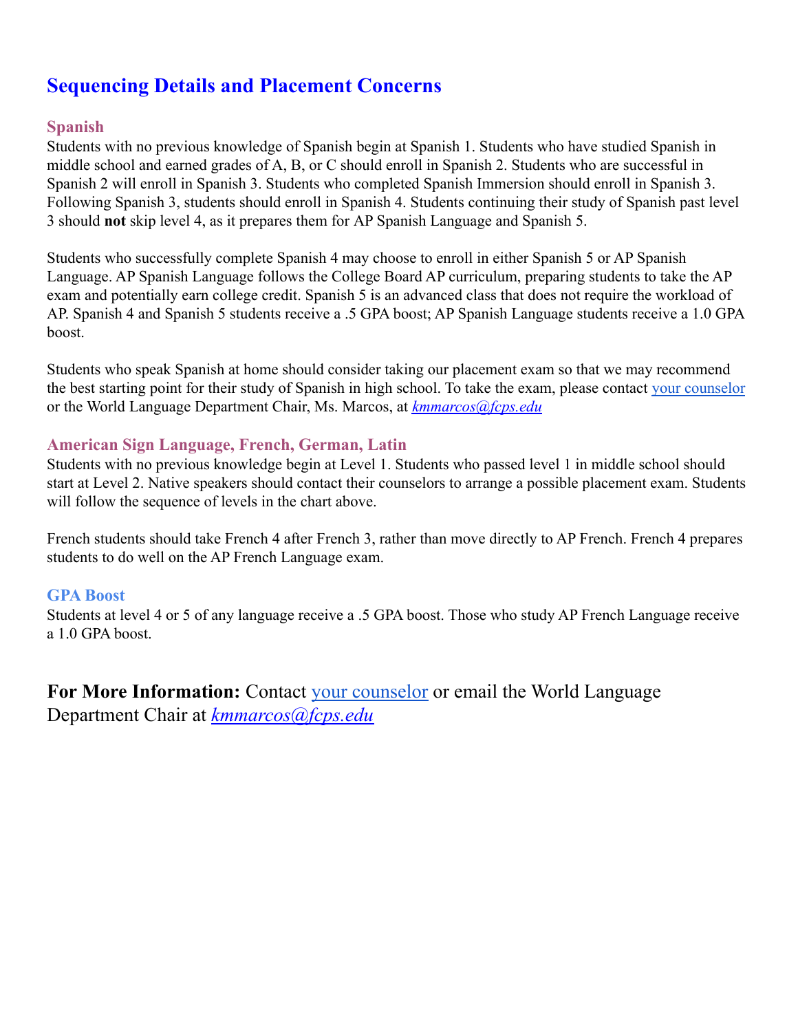## Sequencing Details and Placement Concerns

### Spanish

Students with no previous knowledge of Spanish begin at Spanish 1. Students who have studied Spanish in middle school and earned grades of A, B, or C should enroll in Spanish 2. Students who are successful in Spanish 2 will enroll in Spanish 3. Students who completed Spanish Immersion should enroll in Spanish 3. Following Spanish 3, students should enroll in Spanish 4. Students continuing their study of Spanish past level 3 should **not** skip level 4, as it prepares them for AP Spanish Language and Spanish 5.

Students who successfully complete Spanish 4 may choose to enroll in either Spanish 5 or AP Spanish Language. AP Spanish Language follows the College Board AP curriculum, preparing students to take the AP exam and potentially earn college credit. Spanish 5 is an advanced class that does not require the workload of AP. Spanish 4 and Spanish 5 students receive a .5 GPA boost; AP Spanish Language students receive a 1.0 GPA boost.

Students who speak Spanish at home should consider taking our placement exam so that we may recommend the best starting point for their study of Spanish in high school. To take the exam, please contact [your counselor]() or the World Language Department Chair, Ms. Marcos, at *[kmmarcos@fcps.edu]()*

### American Sign Language, French, German, Latin

Students with no previous knowledge begin at Level 1. Students who passed level 1 in middle school should start at Level 2. Native speakers should contact their counselors to arrange a possible placement exam. Students will follow the sequence of levels in the chart above.

French students should take French 4 after French 3, rather than move directly to AP French. French 4 prepares students to do well on the AP French Language exam.

### GPA Boost

Students at level 4 or 5 of any language receive a .5 GPA boost. Those who study AP French Language receive a 1.0 GPA boost.

**For More Information:** Contact [your counselor]() or email the World Language Department Chair at *[kmmarcos@fcps.edu]()*